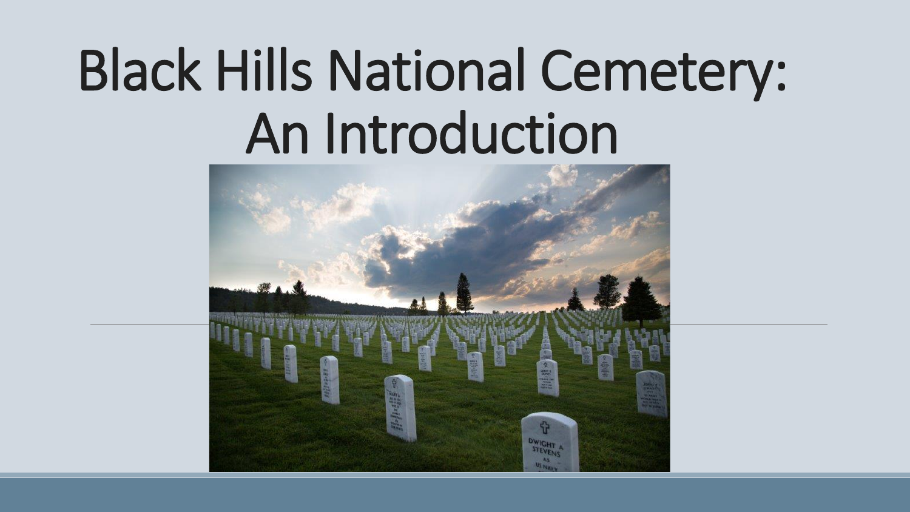# Black Hills National Cemetery: An Introduction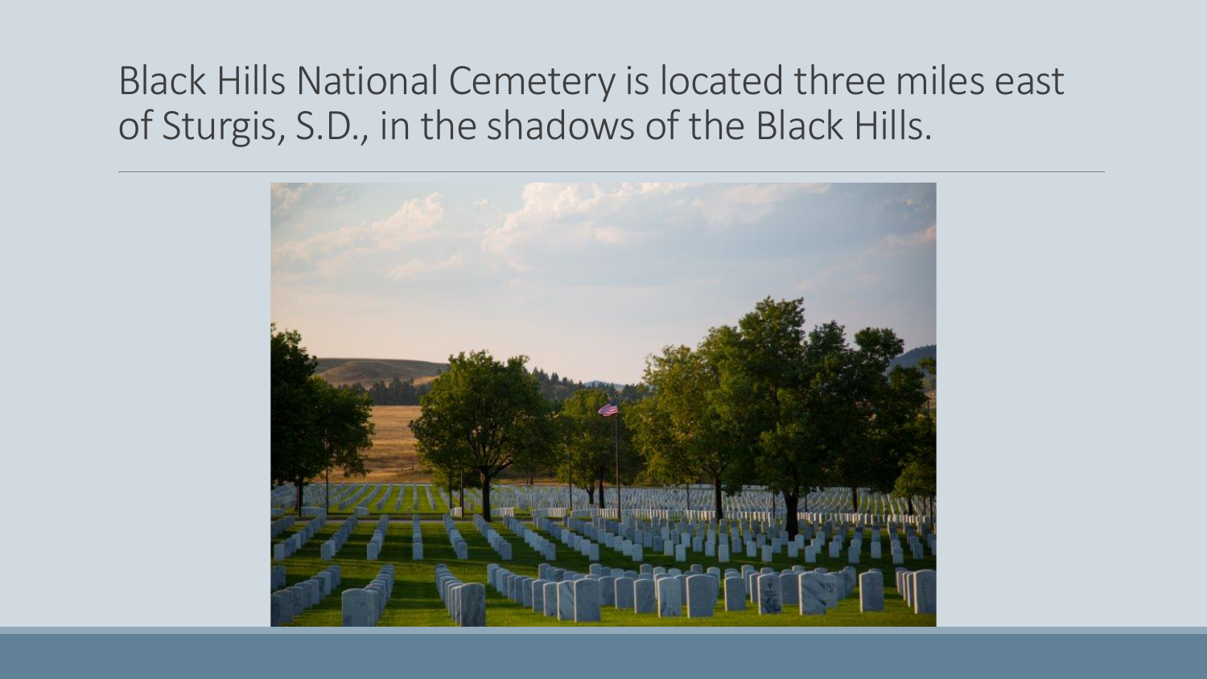# Black Hills National Cemetery is located three miles east of Sturgis, S.D., in the shadows of the Black Hills.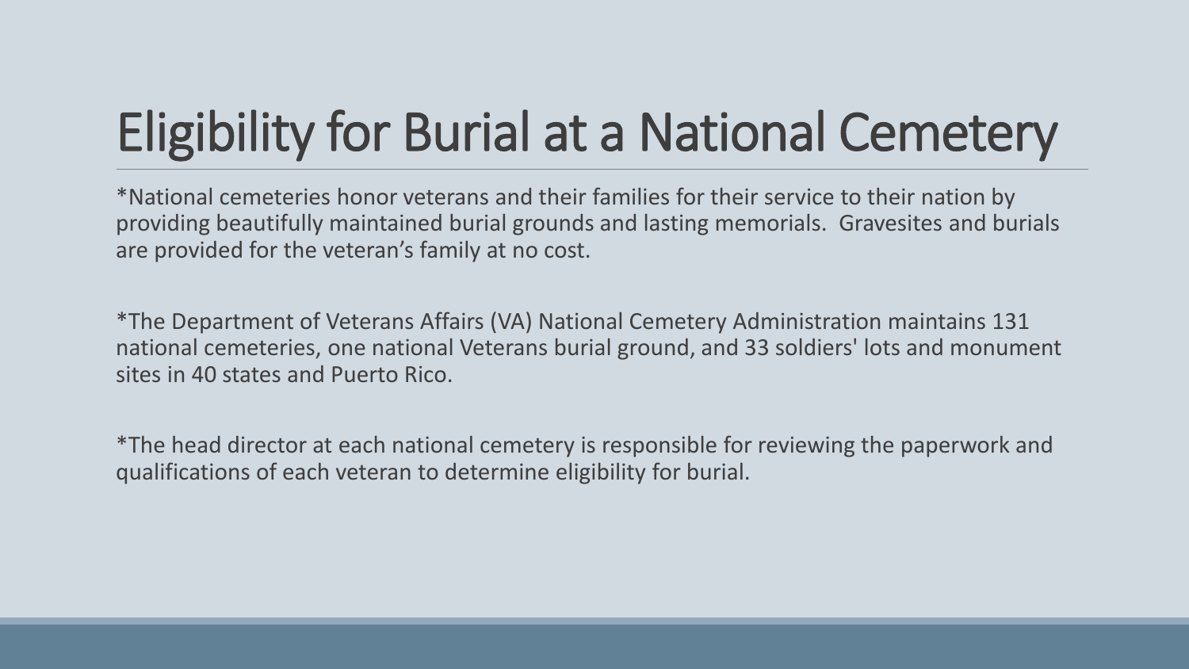# Eligibility for Burial at a National Cemetery

*National cemeteries honor veterans and their families for their service to their nation by providing beautifully maintained burial grounds and lasting memorials. Gravesites and burials are provided for the veteran's family at no cost.

*The Department of Veterans Affairs (VA) National Cemetery Administration maintains 131 national cemeteries, one national Veterans burial ground, and 33 soldiers' lots and monument sites in 40 states and Puerto Rico.

*The head director at each national cemetery is responsible for reviewing the paperwork and qualifications of each veteran to determine eligibility for burial.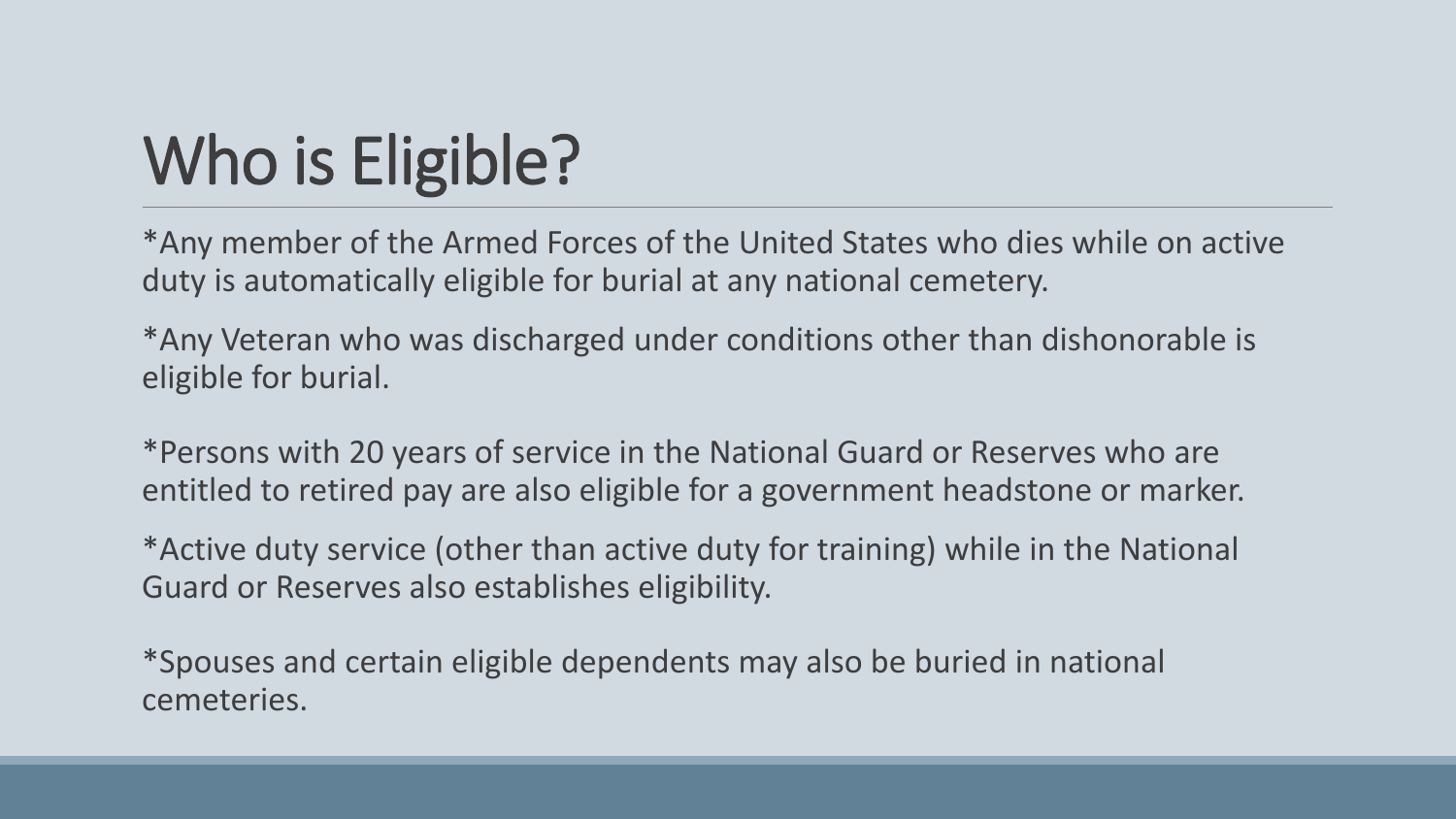# Who is Eligible?

*Any member of the Armed Forces of the United States who dies while on active duty is automatically eligible for burial at any national cemetery.

*Any Veteran who was discharged under conditions other than dishonorable is eligible for burial.

*Persons with 20 years of service in the National Guard or Reserves who are entitled to retired pay are also eligible for a government headstone or marker.

*Active duty service (other than active duty for training) while in the National Guard or Reserves also establishes eligibility.

*Spouses and certain eligible dependents may also be buried in national cemeteries.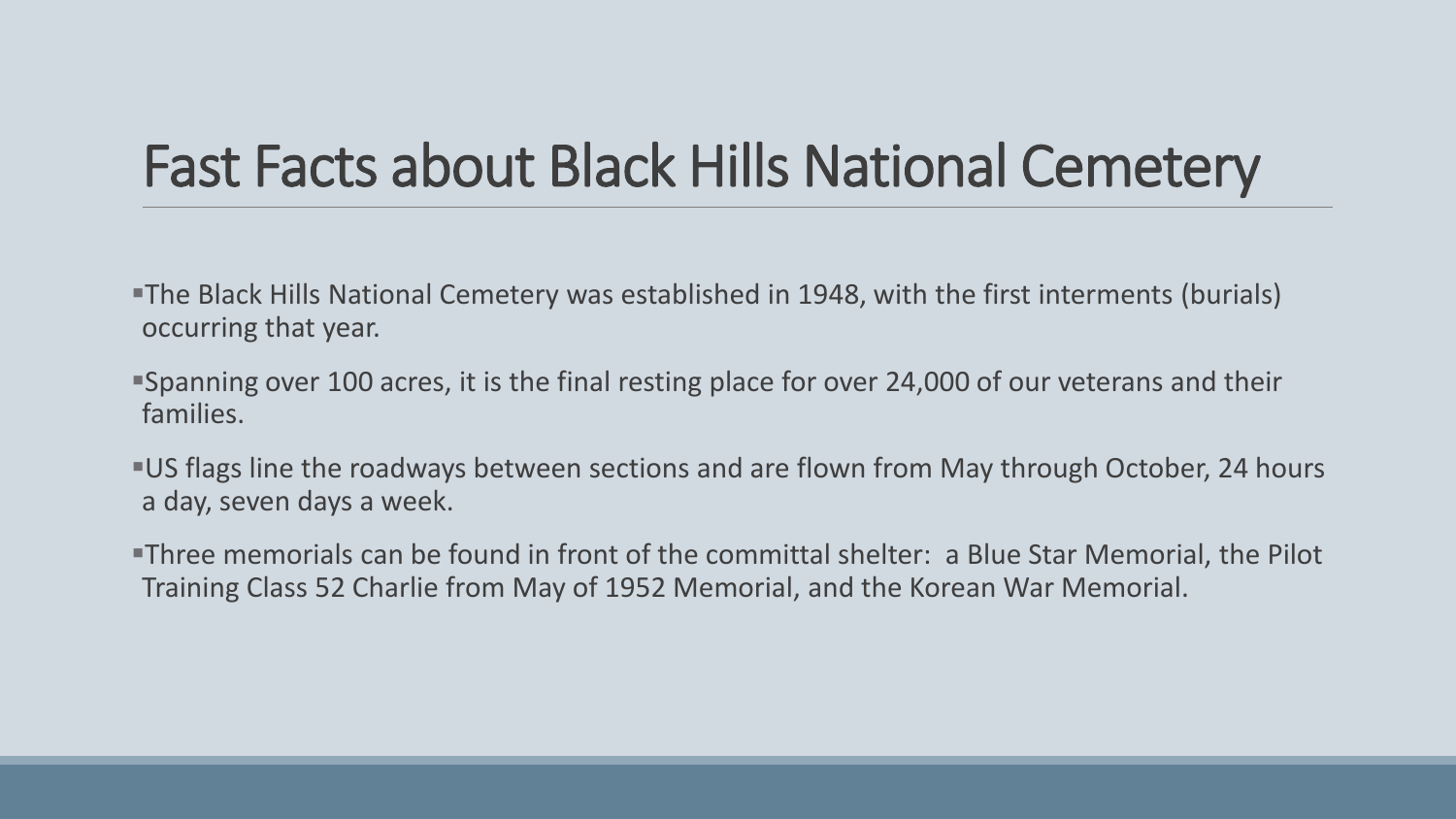# Fast Facts about Black Hills National Cemetery

- The Black Hills National Cemetery was established in 1948, with the first interments (burials) occurring that year.
- Spanning over 100 acres, it is the final resting place for over 24,000 of our veterans and their families.
- US flags line the roadways between sections and are flown from May through October, 24 hours a day, seven days a week.
- Three memorials can be found in front of the committal shelter: a Blue Star Memorial, the Pilot Training Class 52 Charlie from May of 1952 Memorial, and the Korean War Memorial.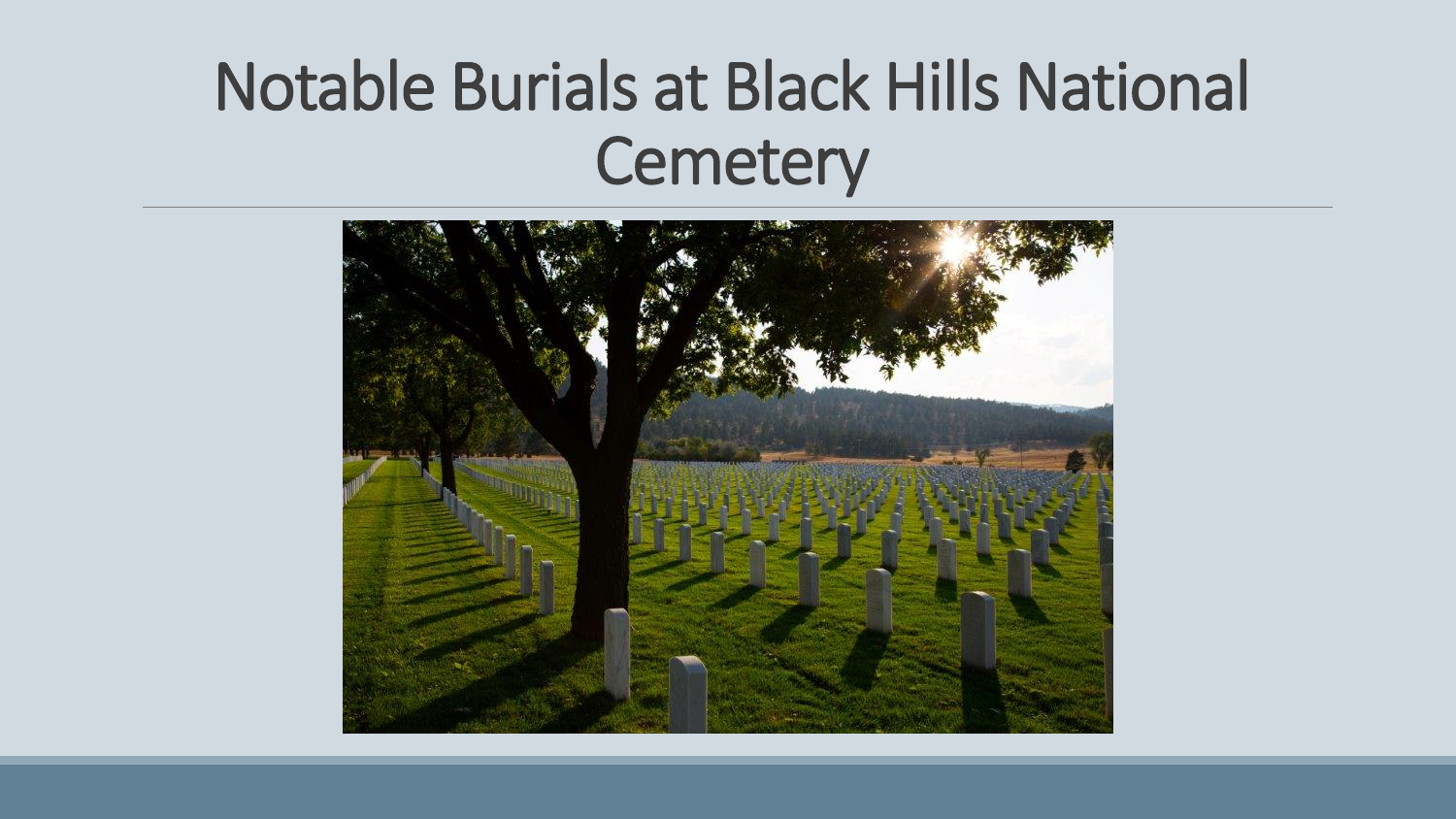# Notable Burials at Black Hills National Cemetery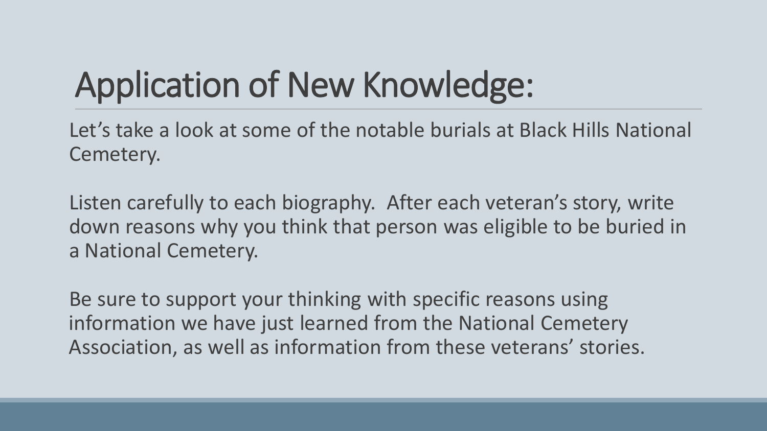# Application of New Knowledge:

Let's take a look at some of the notable burials at Black Hills National Cemetery.

Listen carefully to each biography. After each veteran's story, write down reasons why you think that person was eligible to be buried in a National Cemetery.

Be sure to support your thinking with specific reasons using information we have just learned from the National Cemetery Association, as well as information from these veterans' stories.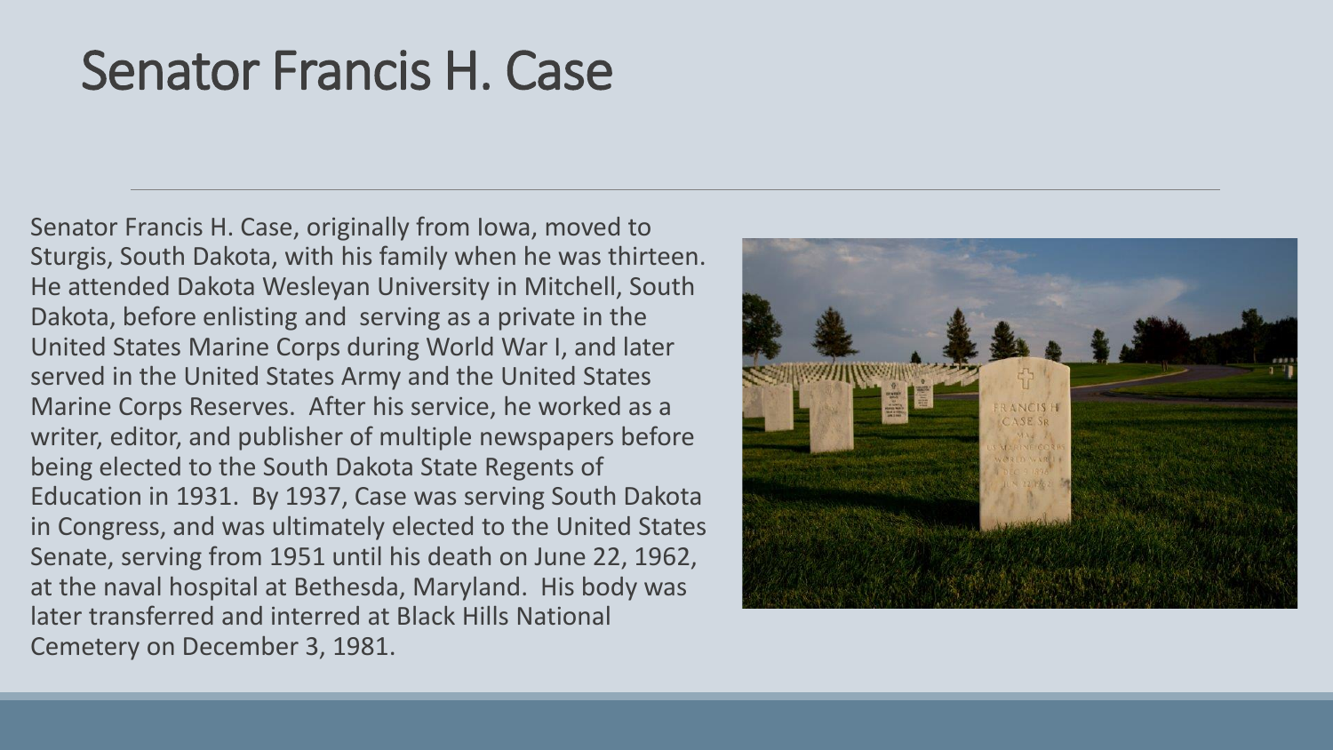# Senator Francis H. Case

Senator Francis H. Case, originally from Iowa, moved to Sturgis, South Dakota, with his family when he was thirteen. He attended Dakota Wesleyan University in Mitchell, South Dakota, before enlisting and serving as a private in the United States Marine Corps during World War I, and later served in the United States Army and the United States Marine Corps Reserves. After his service, he worked as a writer, editor, and publisher of multiple newspapers before being elected to the South Dakota State Regents of Education in 1931. By 1937, Case was serving South Dakota in Congress, and was ultimately elected to the United States Senate, serving from 1951 until his death on June 22, 1962, at the naval hospital at Bethesda, Maryland. His body was later transferred and interred at Black Hills National Cemetery on December 3, 1981.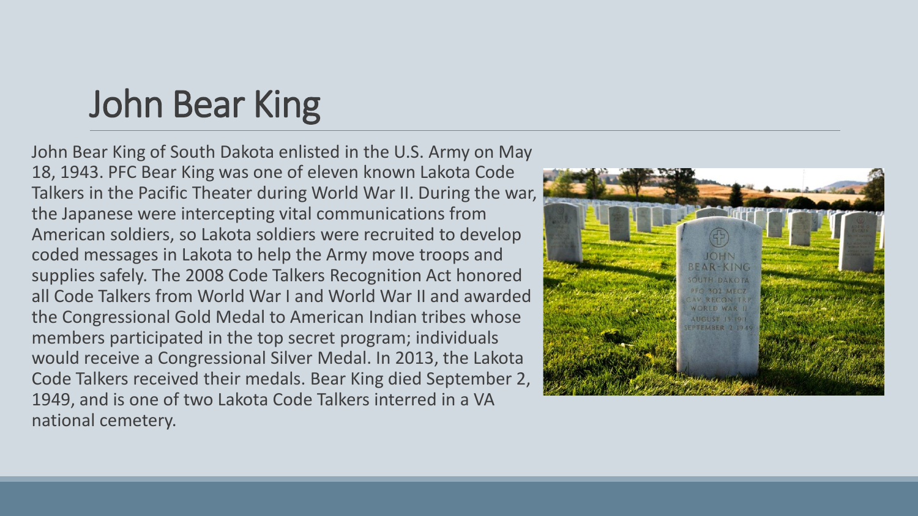# John Bear King

John Bear King of South Dakota enlisted in the U.S. Army on May 18, 1943. PFC Bear King was one of eleven known Lakota Code Talkers in the Pacific Theater during World War II. During the war, the Japanese were intercepting vital communications from American soldiers, so Lakota soldiers were recruited to develop coded messages in Lakota to help the Army move troops and supplies safely. The 2008 Code Talkers Recognition Act honored all Code Talkers from World War I and World War II and awarded the Congressional Gold Medal to American Indian tribes whose members participated in the top secret program; individuals would receive a Congressional Silver Medal. In 2013, the Lakota Code Talkers received their medals. Bear King died September 2, 1949, and is one of two Lakota Code Talkers interred in a VA national cemetery.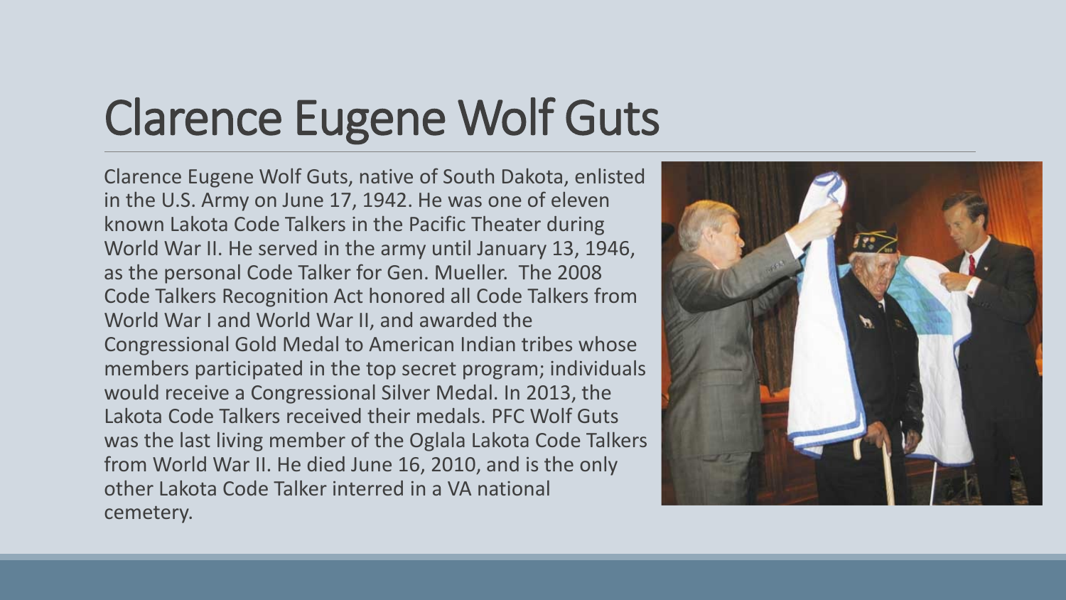# Clarence Eugene Wolf Guts

Clarence Eugene Wolf Guts, native of South Dakota, enlisted in the U.S. Army on June 17, 1942. He was one of eleven known Lakota Code Talkers in the Pacific Theater during World War II. He served in the army until January 13, 1946, as the personal Code Talker for Gen. Mueller. The 2008 Code Talkers Recognition Act honored all Code Talkers from World War I and World War II, and awarded the Congressional Gold Medal to American Indian tribes whose members participated in the top secret program; individuals would receive a Congressional Silver Medal. In 2013, the Lakota Code Talkers received their medals. PFC Wolf Guts was the last living member of the Oglala Lakota Code Talkers from World War II. He died June 16, 2010, and is the only other Lakota Code Talker interred in a VA national cemetery.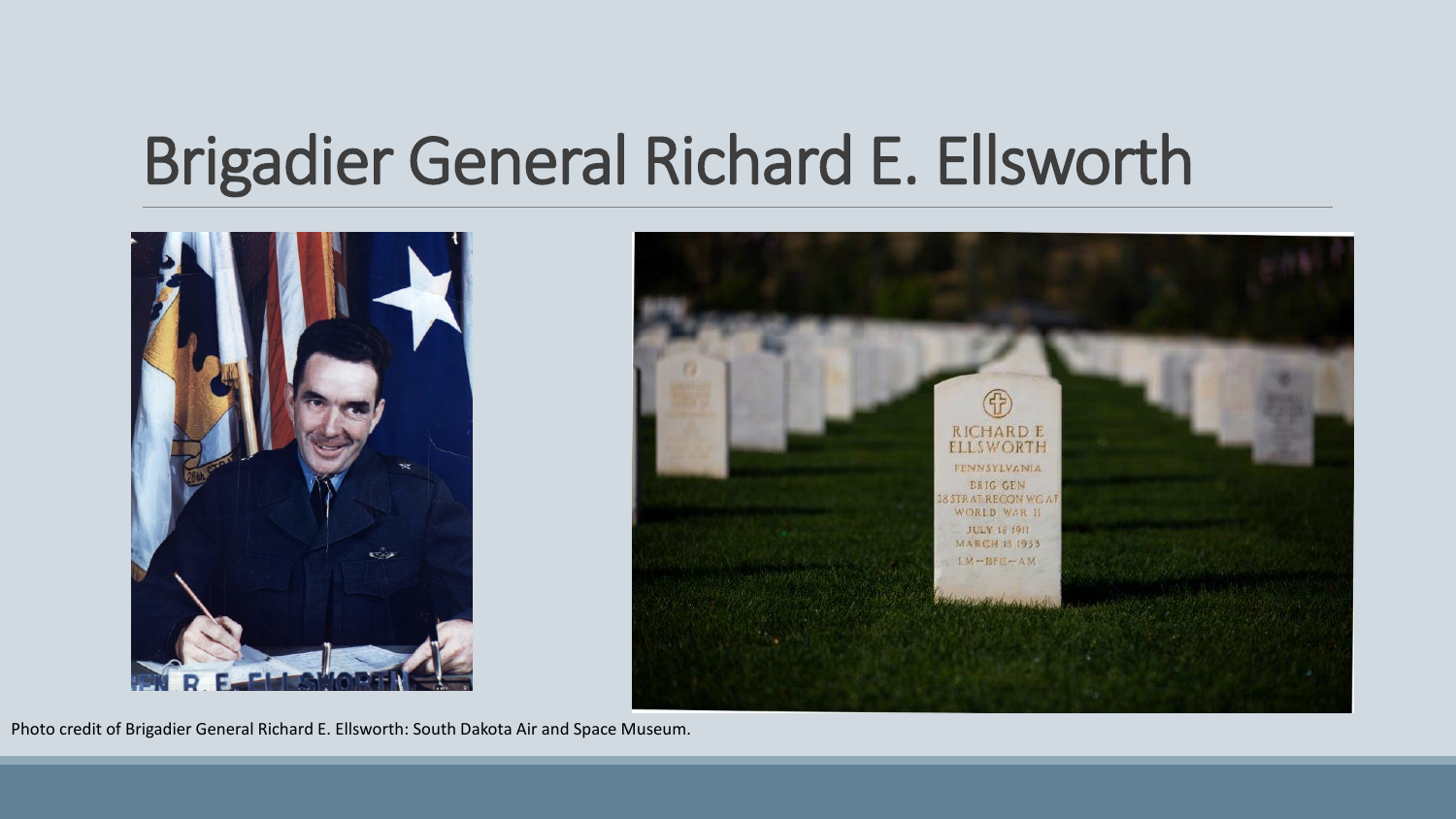# Brigadier General Richard E. Ellsworth

Photo credit of Brigadier General Richard E. Ellsworth: South Dakota Air and Space Museum.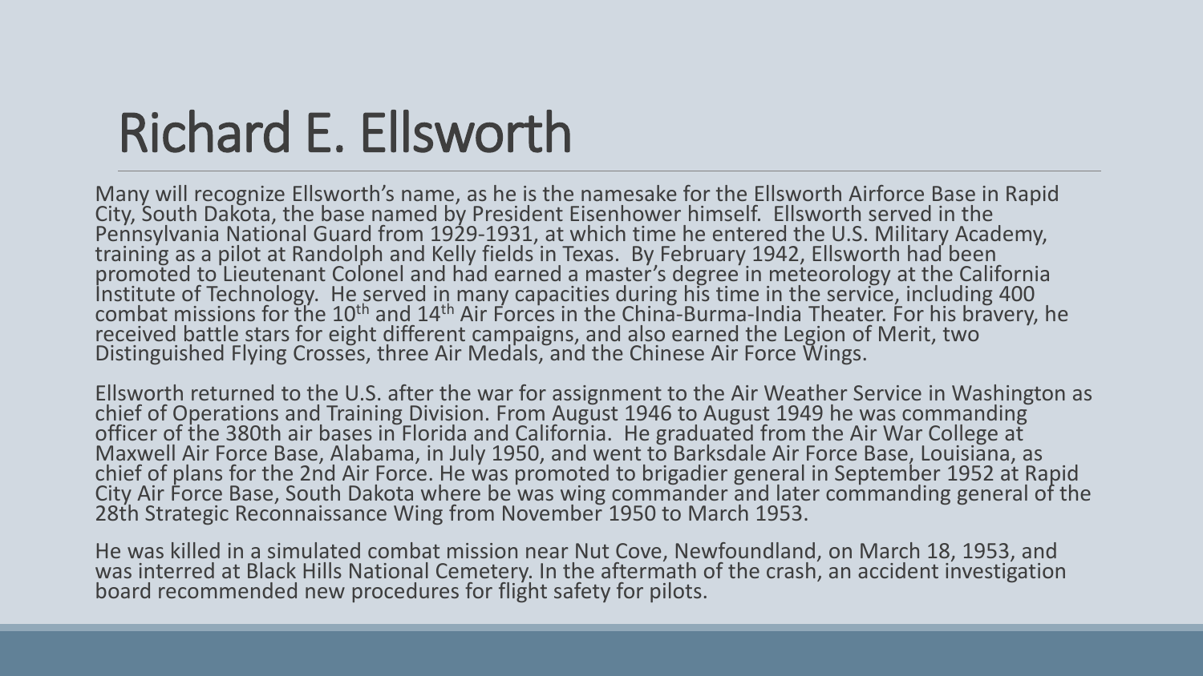# Richard E. Ellsworth

Many will recognize Ellsworth's name, as he is the namesake for the Ellsworth Airforce Base in Rapid City, South Dakota, the base named by President Eisenhower himself. Ellsworth served in the Pennsylvania National Guard from 1929-1931, at which time he entered the U.S. Military Academy, training as a pilot at Randolph and Kelly fields in Texas. By February 1942, Ellsworth had been promoted to Lieutenant Colonel and had earned a master's degree in meteorology at the California Institute of Technology. He served in many capacities during his time in the service, including 400 combat missions for the 10th and 14th Air Forces in the China-Burma-India Theater. For his bravery, he received battle stars for eight different campaigns, and also earned the Legion of Merit, two Distinguished Flying Crosses, three Air Medals, and the Chinese Air Force Wings.

Ellsworth returned to the U.S. after the war for assignment to the Air Weather Service in Washington as chief of Operations and Training Division. From August 1946 to August 1949 he was commanding officer of the 380th air bases in Florida and California. He graduated from the Air War College at Maxwell Air Force Base, Alabama, in July 1950, and went to Barksdale Air Force Base, Louisiana, as chief of plans for the 2nd Air Force. He was promoted to brigadier general in September 1952 at Rapid City Air Force Base, South Dakota where be was wing commander and later commanding general of the 28th Strategic Reconnaissance Wing from November 1950 to March 1953.

He was killed in a simulated combat mission near Nut Cove, Newfoundland, on March 18, 1953, and was interred at Black Hills National Cemetery. In the aftermath of the crash, an accident investigation board recommended new procedures for flight safety for pilots.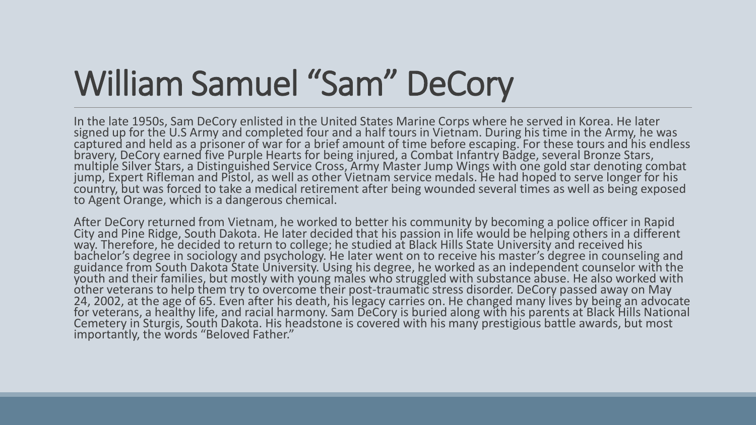# William Samuel “Sam” DeCory

In the late 1950s, Sam DeCory enlisted in the United States Marine Corps where he served in Korea. He later signed up for the U.S Army and completed four and a half tours in Vietnam. During his time in the Army, he was captured and held as a prisoner of war for a brief amount of time before escaping. For these tours and his endless bravery, DeCory earned five Purple Hearts for being injured, a Combat Infantry Badge, several Bronze Stars, multiple Silver Stars, a Distinguished Service Cross, Army Master Jump Wings with one gold star denoting combat jump, Expert Rifleman and Pistol, as well as other Vietnam service medals. He had hoped to serve longer for his country, but was forced to take a medical retirement after being wounded several times as well as being exposed to Agent Orange, which is a dangerous chemical.

After DeCory returned from Vietnam, he worked to better his community by becoming a police officer in Rapid City and Pine Ridge, South Dakota. He later decided that his passion in life would be helping others in a different way. Therefore, he decided to return to college; he studied at Black Hills State University and received his bachelor’s degree in sociology and psychology. He later went on to receive his master’s degree in counseling and guidance from South Dakota State University. Using his degree, he worked as an independent counselor with the youth and their families, but mostly with young males who struggled with substance abuse. He also worked with other veterans to help them try to overcome their post-traumatic stress disorder. DeCory passed away on May 24, 2002, at the age of 65. Even after his death, his legacy carries on. He changed many lives by being an advocate for veterans, a healthy life, and racial harmony. Sam DeCory is buried along with his parents at Black Hills National Cemetery in Sturgis, South Dakota. His headstone is covered with his many prestigious battle awards, but most importantly, the words “Beloved Father.”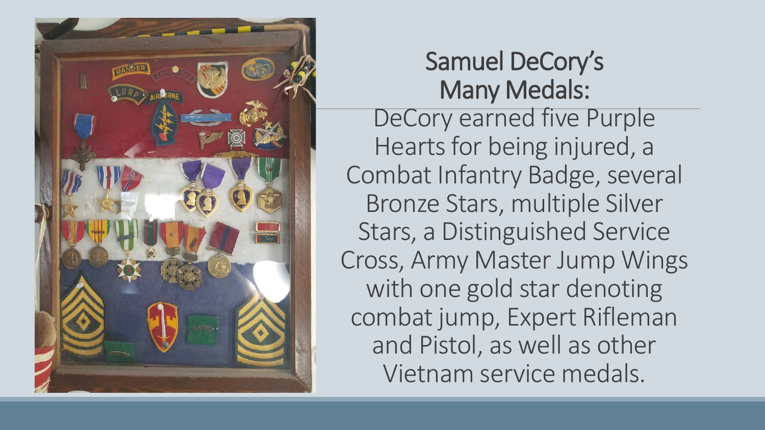## Samuel DeCory's Many Medals:

DeCory earned five Purple Hearts for being injured, a Combat Infantry Badge, several Bronze Stars, multiple Silver Stars, a Distinguished Service Cross, Army Master Jump Wings with one gold star denoting combat jump, Expert Rifleman and Pistol, as well as other Vietnam service medals.